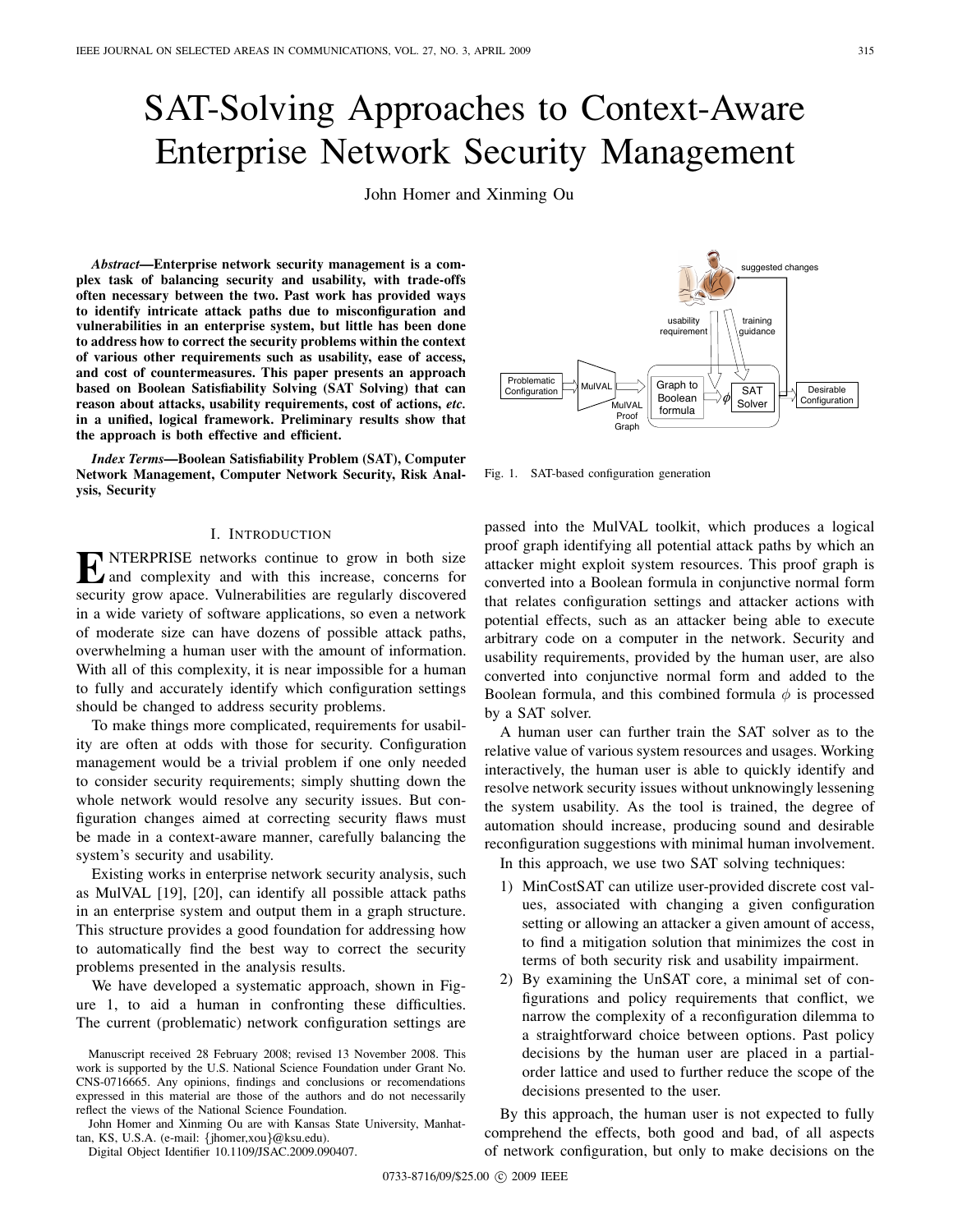# SAT-Solving Approaches to Context-Aware Enterprise Network Security Management

John Homer and Xinming Ou

***Abstract*—Enterprise network security management is a complex task of balancing security and usability, with trade-offs often necessary between the two. Past work has provided ways to identify intricate attack paths due to misconfiguration and vulnerabilities in an enterprise system, but little has been done to address how to correct the security problems within the context of various other requirements such as usability, ease of access, and cost of countermeasures. This paper presents an approach based on Boolean Satisfiability Solving (SAT Solving) that can reason about attacks, usability requirements, cost of actions, *etc.* in a unified, logical framework. Preliminary results show that the approach is both effective and efficient.**

***Index Terms*—Boolean Satisfiability Problem (SAT), Computer Network Management, Computer Network Security, Risk Analysis, Security**

## I. Introduction

Enterprise networks continue to grow in both size and complexity and with this increase, concerns for security grow apace. Vulnerabilities are regularly discovered in a wide variety of software applications, so even a network of moderate size can have dozens of possible attack paths, overwhelming a human user with the amount of information. With all of this complexity, it is near impossible for a human to fully and accurately identify which configuration settings should be changed to address security problems.

To make things more complicated, requirements for usability are often at odds with those for security. Configuration management would be a trivial problem if one only needed to consider security requirements; simply shutting down the whole network would resolve any security issues. But configuration changes aimed at correcting security flaws must be made in a context-aware manner, carefully balancing the system's security and usability.

Existing works in enterprise network security analysis, such as MulVAL [19], [20], can identify all possible attack paths in an enterprise system and output them in a graph structure. This structure provides a good foundation for addressing how to automatically find the best way to correct the security problems presented in the analysis results.

We have developed a systematic approach, shown in Figure 1, to aid a human in confronting these difficulties. The current (problematic) network configuration settings are passed into the MulVAL toolkit, which produces a logical proof graph identifying all potential attack paths by which an attacker might exploit system resources. This proof graph is converted into a Boolean formula in conjunctive normal form that relates configuration settings and attacker actions with potential effects, such as an attacker being able to execute arbitrary code on a computer in the network. Security and usability requirements, provided by the human user, are also converted into conjunctive normal form and added to the Boolean formula, and this combined formula $\phi$ is processed by a SAT solver.

Fig. 1. SAT-based configuration generation

A human user can further train the SAT solver as to the relative value of various system resources and usages. Working interactively, the human user is able to quickly identify and resolve network security issues without unknowingly lessening the system usability. As the tool is trained, the degree of automation should increase, producing sound and desirable reconfiguration suggestions with minimal human involvement.

In this approach, we use two SAT solving techniques:

1) MinCostSAT can utilize user-provided discrete cost values, associated with changing a given configuration setting or allowing an attacker a given amount of access, to find a mitigation solution that minimizes the cost in terms of both security risk and usability impairment.
2) By examining the UnSAT core, a minimal set of configurations and policy requirements that conflict, we narrow the complexity of a reconfiguration dilemma to a straightforward choice between options. Past policy decisions by the human user are placed in a partial-order lattice and used to further reduce the scope of the decisions presented to the user.

By this approach, the human user is not expected to fully comprehend the effects, both good and bad, of all aspects of network configuration, but only to make decisions on the

Manuscript received 28 February 2008; revised 13 November 2008. This work is supported by the U.S. National Science Foundation under Grant No. CNS-0716665. Any opinions, findings and conclusions or recomendations expressed in this material are those of the authors and do not necessarily reflect the views of the National Science Foundation.

John Homer and Xinming Ou are with Kansas State University, Manhattan, KS, U.S.A. (e-mail: {jhomer,xou}@ksu.edu).

Digital Object Identifier 10.1109/JSAC.2009.090407.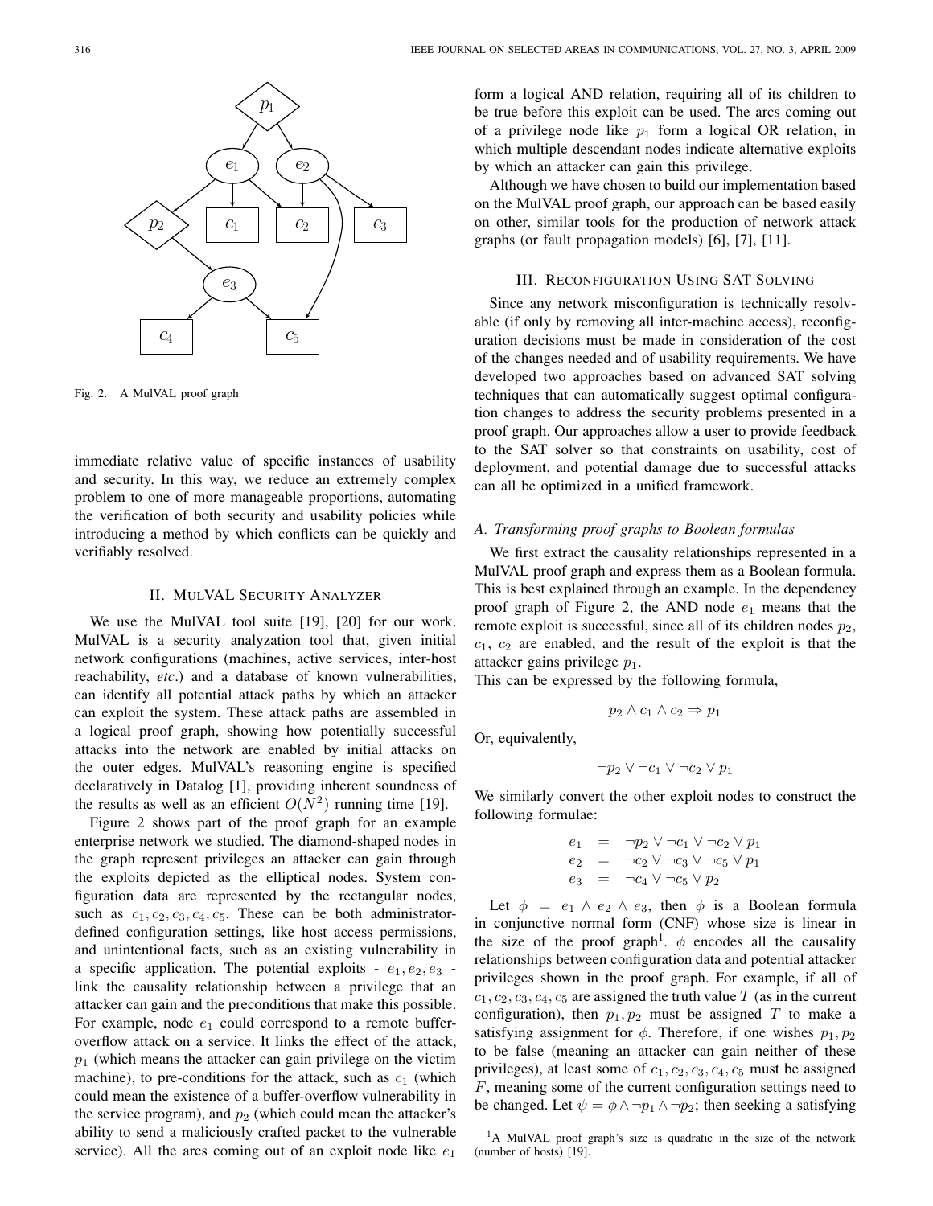Fig. 2. A MulVAL proof graph

immediate relative value of specific instances of usability and security. In this way, we reduce an extremely complex problem to one of more manageable proportions, automating the verification of both security and usability policies while introducing a method by which conflicts can be quickly and verifiably resolved.

## II. MulVAL Security Analyzer

We use the MulVAL tool suite [19], [20] for our work. MulVAL is a security analyzation tool that, given initial network configurations (machines, active services, inter-host reachability, *etc.*) and a database of known vulnerabilities, can identify all potential attack paths by which an attacker can exploit the system. These attack paths are assembled in a logical proof graph, showing how potentially successful attacks into the network are enabled by initial attacks on the outer edges. MulVAL's reasoning engine is specified declaratively in Datalog [1], providing inherent soundness of the results as well as an efficient $O(N^2)$ running time [19].

Figure 2 shows part of the proof graph for an example enterprise network we studied. The diamond-shaped nodes in the graph represent privileges an attacker can gain through the exploits depicted as the elliptical nodes. System configuration data are represented by the rectangular nodes, such as $c_1, c_2, c_3, c_4, c_5$. These can be both administrator-defined configuration settings, like host access permissions, and unintentional facts, such as an existing vulnerability in a specific application. The potential exploits - $e_1, e_2, e_3$ - link the causality relationship between a privilege that an attacker can gain and the preconditions that make this possible. For example, node $e_1$ could correspond to a remote buffer-overflow attack on a service. It links the effect of the attack, $p_1$ (which means the attacker can gain privilege on the victim machine), to pre-conditions for the attack, such as $c_1$ (which could mean the existence of a buffer-overflow vulnerability in the service program), and $p_2$ (which could mean the attacker's ability to send a maliciously crafted packet to the vulnerable service). All the arcs coming out of an exploit node like $e_1$ form a logical AND relation, requiring all of its children to be true before this exploit can be used. The arcs coming out of a privilege node like $p_1$ form a logical OR relation, in which multiple descendant nodes indicate alternative exploits by which an attacker can gain this privilege.

Although we have chosen to build our implementation based on the MulVAL proof graph, our approach can be based easily on other, similar tools for the production of network attack graphs (or fault propagation models) [6], [7], [11].

## III. Reconfiguration Using SAT Solving

Since any network misconfiguration is technically resolvable (if only by removing all inter-machine access), reconfiguration decisions must be made in consideration of the cost of the changes needed and of usability requirements. We have developed two approaches based on advanced SAT solving techniques that can automatically suggest optimal configuration changes to address the security problems presented in a proof graph. Our approaches allow a user to provide feedback to the SAT solver so that constraints on usability, cost of deployment, and potential damage due to successful attacks can all be optimized in a unified framework.

### *A. Transforming proof graphs to Boolean formulas*

We first extract the causality relationships represented in a MulVAL proof graph and express them as a Boolean formula. This is best explained through an example. In the dependency proof graph of Figure 2, the AND node $e_1$ means that the remote exploit is successful, since all of its children nodes $p_2$, $c_1$, $c_2$ are enabled, and the result of the exploit is that the attacker gains privilege $p_1$.

This can be expressed by the following formula,

$$p_2 \wedge c_1 \wedge c_2 \Rightarrow p_1$$

Or, equivalently,

$$\neg p_2 \vee \neg c_1 \vee \neg c_2 \vee p_1$$

We similarly convert the other exploit nodes to construct the following formulae:

$$\begin{aligned} e_1 &= \neg p_2 \vee \neg c_1 \vee \neg c_2 \vee p_1 \\ e_2 &= \neg c_2 \vee \neg c_3 \vee \neg c_5 \vee p_1 \\ e_3 &= \neg c_4 \vee \neg c_5 \vee p_2 \end{aligned}$$

Let $\phi = e_1 \wedge e_2 \wedge e_3$, then $\phi$ is a Boolean formula in conjunctive normal form (CNF) whose size is linear in the size of the proof graph[1]. $\phi$ encodes all the causality relationships between configuration data and potential attacker privileges shown in the proof graph. For example, if all of $c_1, c_2, c_3, c_4, c_5$ are assigned the truth value $T$ (as in the current configuration), then $p_1, p_2$ must be assigned $T$ to make a satisfying assignment for $\phi$. Therefore, if one wishes $p_1, p_2$ to be false (meaning an attacker can gain neither of these privileges), at least some of $c_1, c_2, c_3, c_4, c_5$ must be assigned $F$, meaning some of the current configuration settings need to be changed. Let $\psi = \phi \wedge \neg p_1 \wedge \neg p_2$; then seeking a satisfying

[1] A MulVAL proof graph's size is quadratic in the size of the network (number of hosts) [19].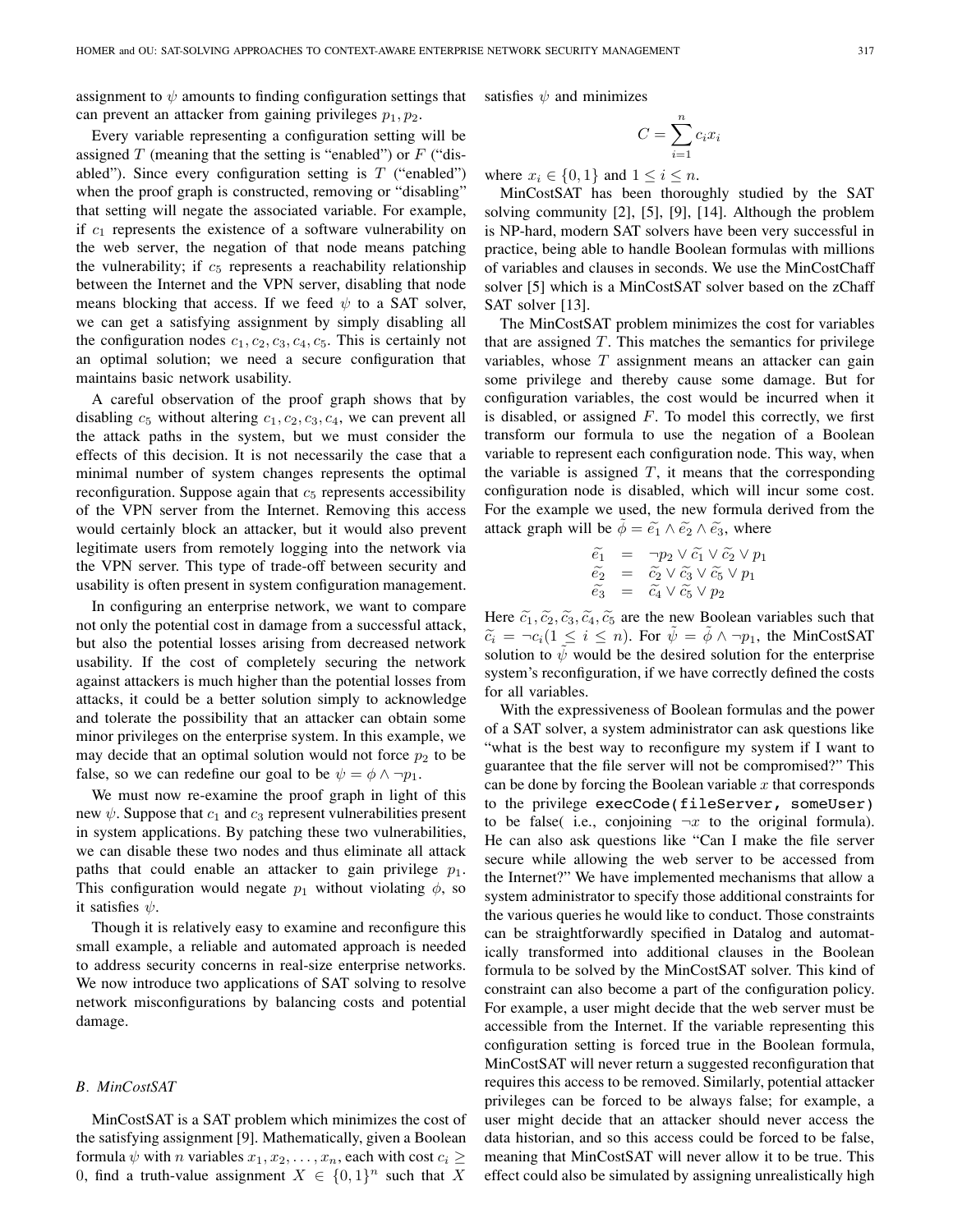assignment to $\psi$ amounts to finding configuration settings that can prevent an attacker from gaining privileges $p_1, p_2$.

Every variable representing a configuration setting will be assigned $T$ (meaning that the setting is "enabled") or $F$ ("disabled"). Since every configuration setting is $T$ ("enabled") when the proof graph is constructed, removing or "disabling" that setting will negate the associated variable. For example, if $c_1$ represents the existence of a software vulnerability on the web server, the negation of that node means patching the vulnerability; if $c_5$ represents a reachability relationship between the Internet and the VPN server, disabling that node means blocking that access. If we feed $\psi$ to a SAT solver, we can get a satisfying assignment by simply disabling all the configuration nodes $c_1, c_2, c_3, c_4, c_5$. This is certainly not an optimal solution; we need a secure configuration that maintains basic network usability.

A careful observation of the proof graph shows that by disabling $c_5$ without altering $c_1, c_2, c_3, c_4$, we can prevent all the attack paths in the system, but we must consider the effects of this decision. It is not necessarily the case that a minimal number of system changes represents the optimal reconfiguration. Suppose again that $c_5$ represents accessibility of the VPN server from the Internet. Removing this access would certainly block an attacker, but it would also prevent legitimate users from remotely logging into the network via the VPN server. This type of trade-off between security and usability is often present in system configuration management.

In configuring an enterprise network, we want to compare not only the potential cost in damage from a successful attack, but also the potential losses arising from decreased network usability. If the cost of completely securing the network against attackers is much higher than the potential losses from attacks, it could be a better solution simply to acknowledge and tolerate the possibility that an attacker can obtain some minor privileges on the enterprise system. In this example, we may decide that an optimal solution would not force $p_2$ to be false, so we can redefine our goal to be $\psi = \phi \wedge \neg p_1$.

We must now re-examine the proof graph in light of this new $\psi$. Suppose that $c_1$ and $c_3$ represent vulnerabilities present in system applications. By patching these two vulnerabilities, we can disable these two nodes and thus eliminate all attack paths that could enable an attacker to gain privilege $p_1$. This configuration would negate $p_1$ without violating $\phi$, so it satisfies $\psi$.

Though it is relatively easy to examine and reconfigure this small example, a reliable and automated approach is needed to address security concerns in real-size enterprise networks. We now introduce two applications of SAT solving to resolve network misconfigurations by balancing costs and potential damage.

### B. MinCostSAT

MinCostSAT is a SAT problem which minimizes the cost of the satisfying assignment [9]. Mathematically, given a Boolean formula $\psi$ with $n$ variables $x_1, x_2, \ldots, x_n$, each with cost $c_i \geq 0$, find a truth-value assignment $X \in \{0,1\}^n$ such that $X$ satisfies $\psi$ and minimizes

$$C = \sum_{i=1}^{n} c_i x_i$$

where $x_i \in \{0, 1\}$ and $1 \leq i \leq n$.

MinCostSAT has been thoroughly studied by the SAT solving community [2], [5], [9], [14]. Although the problem is NP-hard, modern SAT solvers have been very successful in practice, being able to handle Boolean formulas with millions of variables and clauses in seconds. We use the MinCostChaff solver [5] which is a MinCostSAT solver based on the zChaff SAT solver [13].

The MinCostSAT problem minimizes the cost for variables that are assigned $T$. This matches the semantics for privilege variables, whose $T$ assignment means an attacker can gain some privilege and thereby cause some damage. But for configuration variables, the cost would be incurred when it is disabled, or assigned $F$. To model this correctly, we first transform our formula to use the negation of a Boolean variable to represent each configuration node. This way, when the variable is assigned $T$, it means that the corresponding configuration node is disabled, which will incur some cost. For the example we used, the new formula derived from the attack graph will be $\tilde{\phi} = \widetilde{e_1} \wedge \widetilde{e_2} \wedge \widetilde{e_3}$, where

$$\begin{aligned}
\widetilde{e_1} &= \neg p_2 \vee \widetilde{c_1} \vee \widetilde{c_2} \vee p_1 \\
\widetilde{e_2} &= \widetilde{c_2} \vee \widetilde{c_3} \vee \widetilde{c_5} \vee p_1 \\
\widetilde{e_3} &= \widetilde{c_4} \vee \widetilde{c_5} \vee p_2
\end{aligned}$$

Here $\widetilde{c_1}, \widetilde{c_2}, \widetilde{c_3}, \widetilde{c_4}, \widetilde{c_5}$ are the new Boolean variables such that $\widetilde{c_i} = \neg c_i (1 \leq i \leq n)$. For $\tilde{\psi} = \tilde{\phi} \wedge \neg p_1$, the MinCostSAT solution to $\tilde{\psi}$ would be the desired solution for the enterprise system's reconfiguration, if we have correctly defined the costs for all variables.

With the expressiveness of Boolean formulas and the power of a SAT solver, a system administrator can ask questions like "what is the best way to reconfigure my system if I want to guarantee that the file server will not be compromised?" This can be done by forcing the Boolean variable $x$ that corresponds to the privilege `execCode(fileServer, someUser)` to be false( i.e., conjoining $\neg x$ to the original formula). He can also ask questions like "Can I make the file server secure while allowing the web server to be accessed from the Internet?" We have implemented mechanisms that allow a system administrator to specify those additional constraints for the various queries he would like to conduct. Those constraints can be straightforwardly specified in Datalog and automatically transformed into additional clauses in the Boolean formula to be solved by the MinCostSAT solver. This kind of constraint can also become a part of the configuration policy. For example, a user might decide that the web server must be accessible from the Internet. If the variable representing this configuration setting is forced true in the Boolean formula, MinCostSAT will never return a suggested reconfiguration that requires this access to be removed. Similarly, potential attacker privileges can be forced to be always false; for example, a user might decide that an attacker should never access the data historian, and so this access could be forced to be false, meaning that MinCostSAT will never allow it to be true. This effect could also be simulated by assigning unrealistically high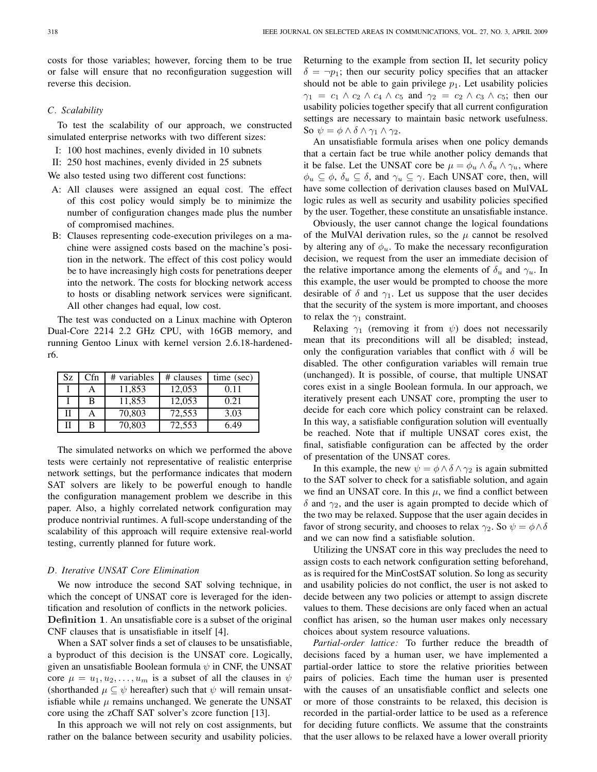costs for those variables; however, forcing them to be true or false will ensure that no reconfiguration suggestion will reverse this decision.

### *C. Scalability*

To test the scalability of our approach, we constructed simulated enterprise networks with two different sizes:

I: 100 host machines, evenly divided in 10 subnets

II: 250 host machines, evenly divided in 25 subnets

We also tested using two different cost functions:

A: All clauses were assigned an equal cost. The effect of this cost policy would simply be to minimize the number of configuration changes made plus the number of compromised machines.

B: Clauses representing code-execution privileges on a machine were assigned costs based on the machine's position in the network. The effect of this cost policy would be to have increasingly high costs for penetrations deeper into the network. The costs for blocking network access to hosts or disabling network services were significant. All other changes had equal, low cost.

The test was conducted on a Linux machine with Opteron Dual-Core 2214 2.2 GHz CPU, with 16GB memory, and running Gentoo Linux with kernel version 2.6.18-hardened-r6.

| Sz | Cfn | # variables | # clauses | time (sec) |
|---|---|---|---|---|
| I | A | 11,853 | 12,053 | 0.11 |
| I | B | 11,853 | 12,053 | 0.21 |
| II | A | 70,803 | 72,553 | 3.03 |
| II | B | 70,803 | 72,553 | 6.49 |

The simulated networks on which we performed the above tests were certainly not representative of realistic enterprise network settings, but the performance indicates that modern SAT solvers are likely to be powerful enough to handle the configuration management problem we describe in this paper. Also, a highly correlated network configuration may produce nontrivial runtimes. A full-scope understanding of the scalability of this approach will require extensive real-world testing, currently planned for future work.

### *D. Iterative UNSAT Core Elimination*

We now introduce the second SAT solving technique, in which the concept of UNSAT core is leveraged for the identification and resolution of conflicts in the network policies.

**Definition 1**. An unsatisfiable core is a subset of the original CNF clauses that is unsatisfiable in itself [4].

When a SAT solver finds a set of clauses to be unsatisfiable, a byproduct of this decision is the UNSAT core. Logically, given an unsatisfiable Boolean formula $\psi$ in CNF, the UNSAT core $\mu = u_1, u_2, \ldots, u_m$ is a subset of all the clauses in $\psi$ (shorthanded $\mu \subseteq \psi$ hereafter) such that $\psi$ will remain unsatisfiable while $\mu$ remains unchanged. We generate the UNSAT core using the zChaff SAT solver's zcore function [13].

In this approach we will not rely on cost assignments, but rather on the balance between security and usability policies. Returning to the example from section II, let security policy $\delta = \neg p_1$; then our security policy specifies that an attacker should not be able to gain privilege $p_1$. Let usability policies $\gamma_1 = c_1 \wedge c_2 \wedge c_4 \wedge c_5$ and $\gamma_2 = c_2 \wedge c_3 \wedge c_5$; then our usability policies together specify that all current configuration settings are necessary to maintain basic network usefulness. So $\psi = \phi \wedge \delta \wedge \gamma_1 \wedge \gamma_2$.

An unsatisfiable formula arises when one policy demands that a certain fact be true while another policy demands that it be false. Let the UNSAT core be $\mu = \phi_u \wedge \delta_u \wedge \gamma_u$, where $\phi_u \subseteq \phi$, $\delta_u \subseteq \delta$, and $\gamma_u \subseteq \gamma$. Each UNSAT core, then, will have some collection of derivation clauses based on MulVAL logic rules as well as security and usability policies specified by the user. Together, these constitute an unsatisfiable instance.

Obviously, the user cannot change the logical foundations of the MulVAl derivation rules, so the $\mu$ cannot be resolved by altering any of $\phi_u$. To make the necessary reconfiguration decision, we request from the user an immediate decision of the relative importance among the elements of $\delta_u$ and $\gamma_u$. In this example, the user would be prompted to choose the more desirable of $\delta$ and $\gamma_1$. Let us suppose that the user decides that the security of the system is more important, and chooses to relax the $\gamma_1$ constraint.

Relaxing $\gamma_1$ (removing it from $\psi$) does not necessarily mean that its preconditions will all be disabled; instead, only the configuration variables that conflict with $\delta$ will be disabled. The other configuration variables will remain true (unchanged). It is possible, of course, that multiple UNSAT cores exist in a single Boolean formula. In our approach, we iteratively present each UNSAT core, prompting the user to decide for each core which policy constraint can be relaxed. In this way, a satisfiable configuration solution will eventually be reached. Note that if multiple UNSAT cores exist, the final, satisfiable configuration can be affected by the order of presentation of the UNSAT cores.

In this example, the new $\psi = \phi \wedge \delta \wedge \gamma_2$ is again submitted to the SAT solver to check for a satisfiable solution, and again we find an UNSAT core. In this $\mu$, we find a conflict between $\delta$ and $\gamma_2$, and the user is again prompted to decide which of the two may be relaxed. Suppose that the user again decides in favor of strong security, and chooses to relax $\gamma_2$. So $\psi = \phi \wedge \delta$ and we can now find a satisfiable solution.

Utilizing the UNSAT core in this way precludes the need to assign costs to each network configuration setting beforehand, as is required for the MinCostSAT solution. So long as security and usability policies do not conflict, the user is not asked to decide between any two policies or attempt to assign discrete values to them. These decisions are only faced when an actual conflict has arisen, so the human user makes only necessary choices about system resource valuations.

*Partial-order lattice:* To further reduce the breadth of decisions faced by a human user, we have implemented a partial-order lattice to store the relative priorities between pairs of policies. Each time the human user is presented with the causes of an unsatisfiable conflict and selects one or more of those constraints to be relaxed, this decision is recorded in the partial-order lattice to be used as a reference for deciding future conflicts. We assume that the constraints that the user allows to be relaxed have a lower overall priority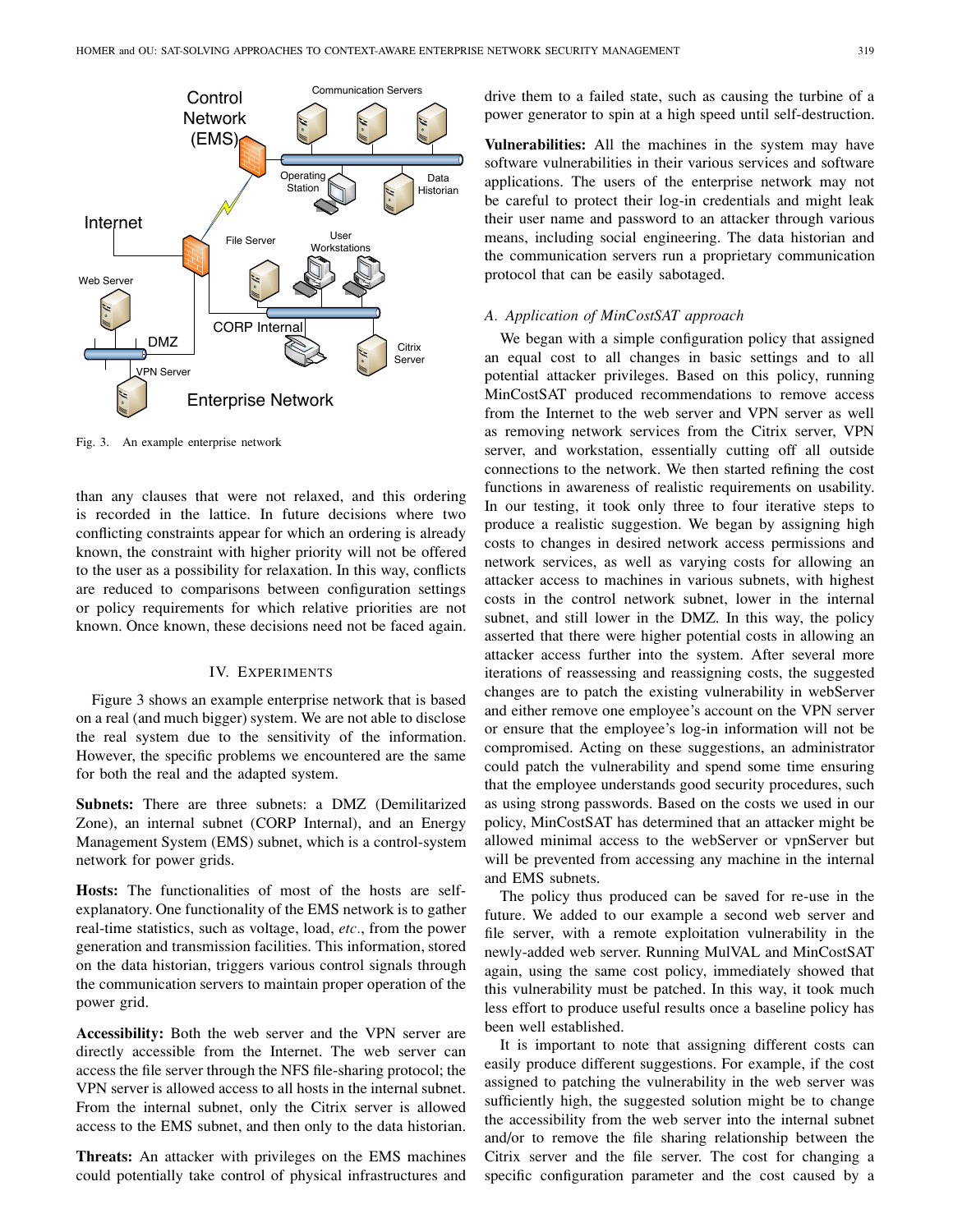Control Network (EMS)

Communication Servers

Operating Station

Data Historian

Internet

File Server

User Workstations

Web Server

DMZ

CORP Internal

Citrix Server

VPN Server

Enterprise Network

Fig. 3. An example enterprise network

than any clauses that were not relaxed, and this ordering is recorded in the lattice. In future decisions where two conflicting constraints appear for which an ordering is already known, the constraint with higher priority will not be offered to the user as a possibility for relaxation. In this way, conflicts are reduced to comparisons between configuration settings or policy requirements for which relative priorities are not known. Once known, these decisions need not be faced again.

## IV. Experiments

Figure 3 shows an example enterprise network that is based on a real (and much bigger) system. We are not able to disclose the real system due to the sensitivity of the information. However, the specific problems we encountered are the same for both the real and the adapted system.

**Subnets:** There are three subnets: a DMZ (Demilitarized Zone), an internal subnet (CORP Internal), and an Energy Management System (EMS) subnet, which is a control-system network for power grids.

**Hosts:** The functionalities of most of the hosts are self-explanatory. One functionality of the EMS network is to gather real-time statistics, such as voltage, load, *etc.*, from the power generation and transmission facilities. This information, stored on the data historian, triggers various control signals through the communication servers to maintain proper operation of the power grid.

**Accessibility:** Both the web server and the VPN server are directly accessible from the Internet. The web server can access the file server through the NFS file-sharing protocol; the VPN server is allowed access to all hosts in the internal subnet. From the internal subnet, only the Citrix server is allowed access to the EMS subnet, and then only to the data historian.

**Threats:** An attacker with privileges on the EMS machines could potentially take control of physical infrastructures and drive them to a failed state, such as causing the turbine of a power generator to spin at a high speed until self-destruction.

**Vulnerabilities:** All the machines in the system may have software vulnerabilities in their various services and software applications. The users of the enterprise network may not be careful to protect their log-in credentials and might leak their user name and password to an attacker through various means, including social engineering. The data historian and the communication servers run a proprietary communication protocol that can be easily sabotaged.

### A. Application of MinCostSAT approach

We began with a simple configuration policy that assigned an equal cost to all changes in basic settings and to all potential attacker privileges. Based on this policy, running MinCostSAT produced recommendations to remove access from the Internet to the web server and VPN server as well as removing network services from the Citrix server, VPN server, and workstation, essentially cutting off all outside connections to the network. We then started refining the cost functions in awareness of realistic requirements on usability. In our testing, it took only three to four iterative steps to produce a realistic suggestion. We began by assigning high costs to changes in desired network access permissions and network services, as well as varying costs for allowing an attacker access to machines in various subnets, with highest costs in the control network subnet, lower in the internal subnet, and still lower in the DMZ. In this way, the policy asserted that there were higher potential costs in allowing an attacker access further into the system. After several more iterations of reassessing and reassigning costs, the suggested changes are to patch the existing vulnerability in webServer and either remove one employee's account on the VPN server or ensure that the employee's log-in information will not be compromised. Acting on these suggestions, an administrator could patch the vulnerability and spend some time ensuring that the employee understands good security procedures, such as using strong passwords. Based on the costs we used in our policy, MinCostSAT has determined that an attacker might be allowed minimal access to the webServer or vpnServer but will be prevented from accessing any machine in the internal and EMS subnets.

The policy thus produced can be saved for re-use in the future. We added to our example a second web server and file server, with a remote exploitation vulnerability in the newly-added web server. Running MulVAL and MinCostSAT again, using the same cost policy, immediately showed that this vulnerability must be patched. In this way, it took much less effort to produce useful results once a baseline policy has been well established.

It is important to note that assigning different costs can easily produce different suggestions. For example, if the cost assigned to patching the vulnerability in the web server was sufficiently high, the suggested solution might be to change the accessibility from the web server into the internal subnet and/or to remove the file sharing relationship between the Citrix server and the file server. The cost for changing a specific configuration parameter and the cost caused by a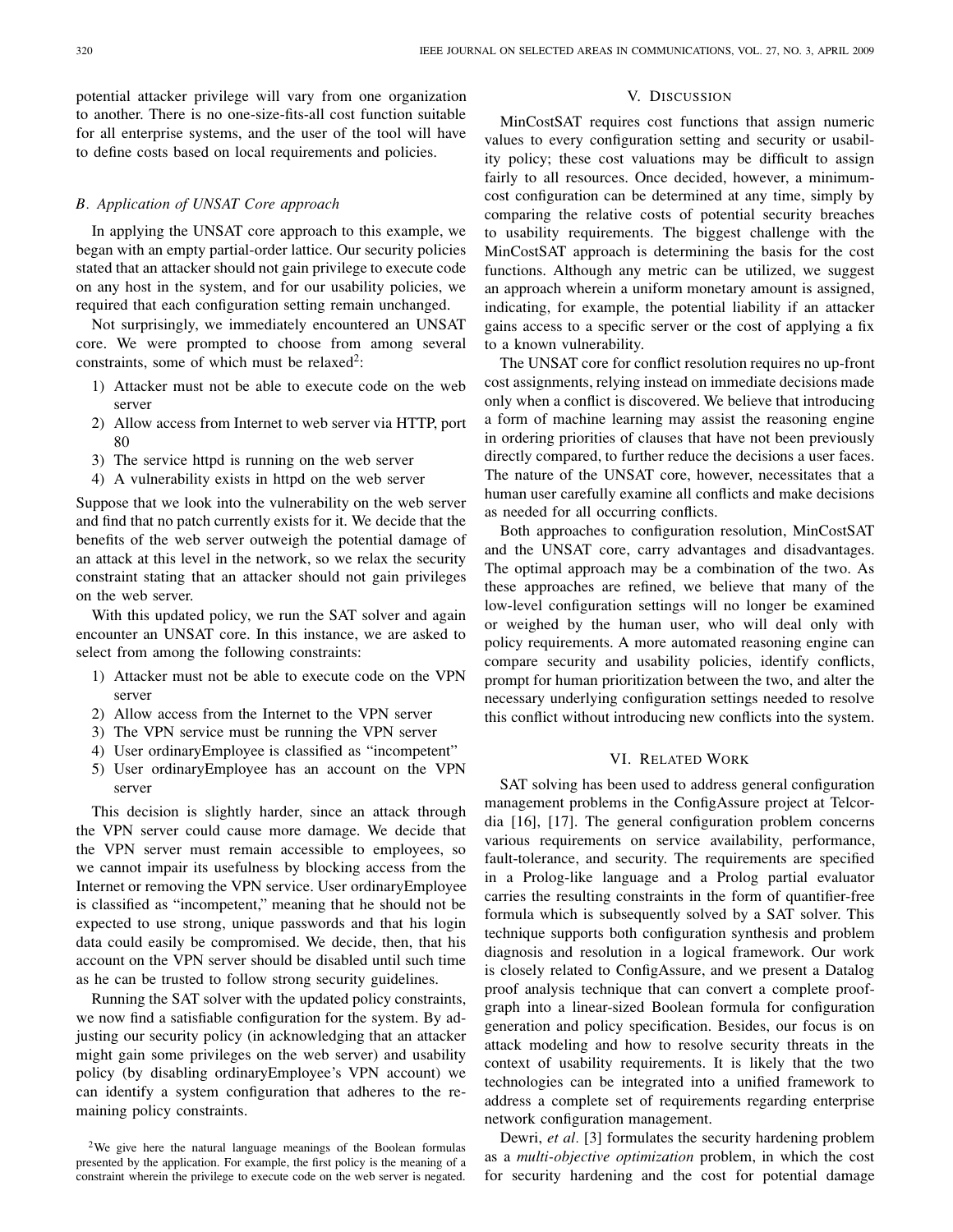potential attacker privilege will vary from one organization to another. There is no one-size-fits-all cost function suitable for all enterprise systems, and the user of the tool will have to define costs based on local requirements and policies.

### *B. Application of UNSAT Core approach*

In applying the UNSAT core approach to this example, we began with an empty partial-order lattice. Our security policies stated that an attacker should not gain privilege to execute code on any host in the system, and for our usability policies, we required that each configuration setting remain unchanged.

Not surprisingly, we immediately encountered an UNSAT core. We were prompted to choose from among several constraints, some of which must be relaxed[2]:

1) Attacker must not be able to execute code on the web server
2) Allow access from Internet to web server via HTTP, port 80
3) The service httpd is running on the web server
4) A vulnerability exists in httpd on the web server

Suppose that we look into the vulnerability on the web server and find that no patch currently exists for it. We decide that the benefits of the web server outweigh the potential damage of an attack at this level in the network, so we relax the security constraint stating that an attacker should not gain privileges on the web server.

With this updated policy, we run the SAT solver and again encounter an UNSAT core. In this instance, we are asked to select from among the following constraints:

1) Attacker must not be able to execute code on the VPN server
2) Allow access from the Internet to the VPN server
3) The VPN service must be running the VPN server
4) User ordinaryEmployee is classified as "incompetent"
5) User ordinaryEmployee has an account on the VPN server

This decision is slightly harder, since an attack through the VPN server could cause more damage. We decide that the VPN server must remain accessible to employees, so we cannot impair its usefulness by blocking access from the Internet or removing the VPN service. User ordinaryEmployee is classified as "incompetent," meaning that he should not be expected to use strong, unique passwords and that his login data could easily be compromised. We decide, then, that his account on the VPN server should be disabled until such time as he can be trusted to follow strong security guidelines.

Running the SAT solver with the updated policy constraints, we now find a satisfiable configuration for the system. By adjusting our security policy (in acknowledging that an attacker might gain some privileges on the web server) and usability policy (by disabling ordinaryEmployee's VPN account) we can identify a system configuration that adheres to the remaining policy constraints.

[2]We give here the natural language meanings of the Boolean formulas presented by the application. For example, the first policy is the meaning of a constraint wherein the privilege to execute code on the web server is negated.

## V. Discussion

MinCostSAT requires cost functions that assign numeric values to every configuration setting and security or usability policy; these cost valuations may be difficult to assign fairly to all resources. Once decided, however, a minimum-cost configuration can be determined at any time, simply by comparing the relative costs of potential security breaches to usability requirements. The biggest challenge with the MinCostSAT approach is determining the basis for the cost functions. Although any metric can be utilized, we suggest an approach wherein a uniform monetary amount is assigned, indicating, for example, the potential liability if an attacker gains access to a specific server or the cost of applying a fix to a known vulnerability.

The UNSAT core for conflict resolution requires no up-front cost assignments, relying instead on immediate decisions made only when a conflict is discovered. We believe that introducing a form of machine learning may assist the reasoning engine in ordering priorities of clauses that have not been previously directly compared, to further reduce the decisions a user faces. The nature of the UNSAT core, however, necessitates that a human user carefully examine all conflicts and make decisions as needed for all occurring conflicts.

Both approaches to configuration resolution, MinCostSAT and the UNSAT core, carry advantages and disadvantages. The optimal approach may be a combination of the two. As these approaches are refined, we believe that many of the low-level configuration settings will no longer be examined or weighed by the human user, who will deal only with policy requirements. A more automated reasoning engine can compare security and usability policies, identify conflicts, prompt for human prioritization between the two, and alter the necessary underlying configuration settings needed to resolve this conflict without introducing new conflicts into the system.

## VI. Related Work

SAT solving has been used to address general configuration management problems in the ConfigAssure project at Telcordia [16], [17]. The general configuration problem concerns various requirements on service availability, performance, fault-tolerance, and security. The requirements are specified in a Prolog-like language and a Prolog partial evaluator carries the resulting constraints in the form of quantifier-free formula which is subsequently solved by a SAT solver. This technique supports both configuration synthesis and problem diagnosis and resolution in a logical framework. Our work is closely related to ConfigAssure, and we present a Datalog proof analysis technique that can convert a complete proof-graph into a linear-sized Boolean formula for configuration generation and policy specification. Besides, our focus is on attack modeling and how to resolve security threats in the context of usability requirements. It is likely that the two technologies can be integrated into a unified framework to address a complete set of requirements regarding enterprise network configuration management.

Dewri, *et al*. [3] formulates the security hardening problem as a *multi-objective optimization* problem, in which the cost for security hardening and the cost for potential damage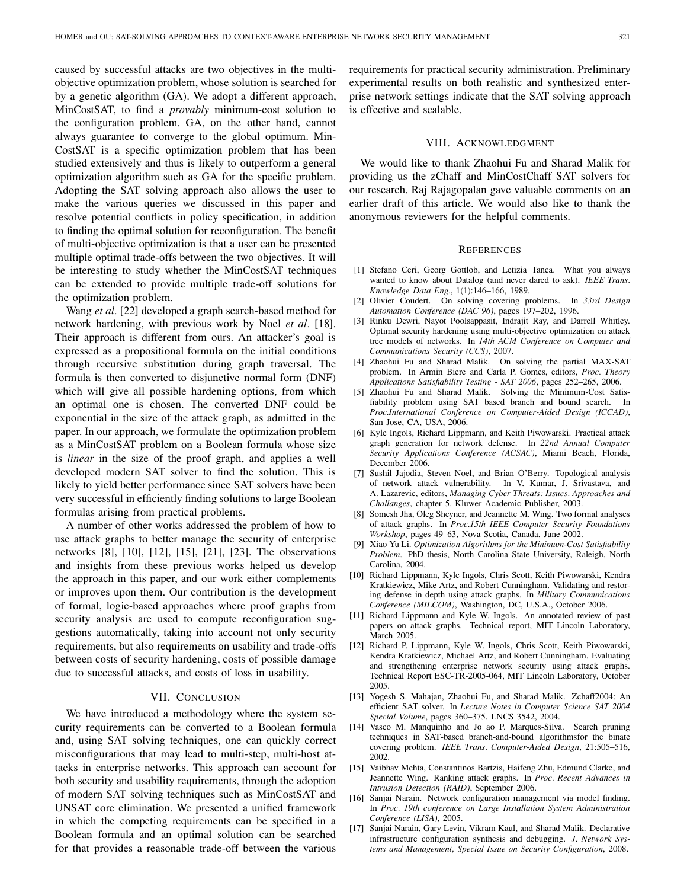caused by successful attacks are two objectives in the multi-objective optimization problem, whose solution is searched for by a genetic algorithm (GA). We adopt a different approach, MinCostSAT, to find a *provably* minimum-cost solution to the configuration problem. GA, on the other hand, cannot always guarantee to converge to the global optimum. MinCostSAT is a specific optimization problem that has been studied extensively and thus is likely to outperform a general optimization algorithm such as GA for the specific problem. Adopting the SAT solving approach also allows the user to make the various queries we discussed in this paper and resolve potential conflicts in policy specification, in addition to finding the optimal solution for reconfiguration. The benefit of multi-objective optimization is that a user can be presented multiple optimal trade-offs between the two objectives. It will be interesting to study whether the MinCostSAT techniques can be extended to provide multiple trade-off solutions for the optimization problem.

Wang *et al*. [22] developed a graph search-based method for network hardening, with previous work by Noel *et al*. [18]. Their approach is different from ours. An attacker's goal is expressed as a propositional formula on the initial conditions through recursive substitution during graph traversal. The formula is then converted to disjunctive normal form (DNF) which will give all possible hardening options, from which an optimal one is chosen. The converted DNF could be exponential in the size of the attack graph, as admitted in the paper. In our approach, we formulate the optimization problem as a MinCostSAT problem on a Boolean formula whose size is *linear* in the size of the proof graph, and applies a well developed modern SAT solver to find the solution. This is likely to yield better performance since SAT solvers have been very successful in efficiently finding solutions to large Boolean formulas arising from practical problems.

A number of other works addressed the problem of how to use attack graphs to better manage the security of enterprise networks [8], [10], [12], [15], [21], [23]. The observations and insights from these previous works helped us develop the approach in this paper, and our work either complements or improves upon them. Our contribution is the development of formal, logic-based approaches where proof graphs from security analysis are used to compute reconfiguration suggestions automatically, taking into account not only security requirements, but also requirements on usability and trade-offs between costs of security hardening, costs of possible damage due to successful attacks, and costs of loss in usability.

## VII. Conclusion

We have introduced a methodology where the system security requirements can be converted to a Boolean formula and, using SAT solving techniques, one can quickly correct misconfigurations that may lead to multi-step, multi-host attacks in enterprise networks. This approach can account for both security and usability requirements, through the adoption of modern SAT solving techniques such as MinCostSAT and UNSAT core elimination. We presented a unified framework in which the competing requirements can be specified in a Boolean formula and an optimal solution can be searched for that provides a reasonable trade-off between the various requirements for practical security administration. Preliminary experimental results on both realistic and synthesized enterprise network settings indicate that the SAT solving approach is effective and scalable.

## VIII. Acknowledgment

We would like to thank Zhaohui Fu and Sharad Malik for providing us the zChaff and MinCostChaff SAT solvers for our research. Raj Rajagopalan gave valuable comments on an earlier draft of this article. We would also like to thank the anonymous reviewers for the helpful comments.

## References

[1] Stefano Ceri, Georg Gottlob, and Letizia Tanca. What you always wanted to know about Datalog (and never dared to ask). *IEEE Trans. Knowledge Data Eng.*, 1(1):146–166, 1989.

[2] Olivier Coudert. On solving covering problems. In *33rd Design Automation Conference (DAC'96)*, pages 197–202, 1996.

[3] Rinku Dewri, Nayot Poolsappasit, Indrajit Ray, and Darrell Whitley. Optimal security hardening using multi-objective optimization on attack tree models of networks. In *14th ACM Conference on Computer and Communications Security (CCS)*, 2007.

[4] Zhaohui Fu and Sharad Malik. On solving the partial MAX-SAT problem. In Armin Biere and Carla P. Gomes, editors, *Proc. Theory Applications Satisfiability Testing - SAT 2006*, pages 252–265, 2006.

[5] Zhaohui Fu and Sharad Malik. Solving the Minimum-Cost Satisfiability problem using SAT based branch and bound search. In *Proc.International Conference on Computer-Aided Design (ICCAD)*, San Jose, CA, USA, 2006.

[6] Kyle Ingols, Richard Lippmann, and Keith Piwowarski. Practical attack graph generation for network defense. In *22nd Annual Computer Security Applications Conference (ACSAC)*, Miami Beach, Florida, December 2006.

[7] Sushil Jajodia, Steven Noel, and Brian O'Berry. Topological analysis of network attack vulnerability. In V. Kumar, J. Srivastava, and A. Lazarevic, editors, *Managing Cyber Threats: Issues, Approaches and Challanges*, chapter 5. Kluwer Academic Publisher, 2003.

[8] Somesh Jha, Oleg Sheyner, and Jeannette M. Wing. Two formal analyses of attack graphs. In *Proc.15th IEEE Computer Security Foundations Workshop*, pages 49–63, Nova Scotia, Canada, June 2002.

[9] Xiao Yu Li. *Optimization Algorithms for the Minimum-Cost Satisfiability Problem*. PhD thesis, North Carolina State University, Raleigh, North Carolina, 2004.

[10] Richard Lippmann, Kyle Ingols, Chris Scott, Keith Piwowarski, Kendra Kratkiewicz, Mike Artz, and Robert Cunningham. Validating and restoring defense in depth using attack graphs. In *Military Communications Conference (MILCOM)*, Washington, DC, U.S.A., October 2006.

[11] Richard Lippmann and Kyle W. Ingols. An annotated review of past papers on attack graphs. Technical report, MIT Lincoln Laboratory, March 2005.

[12] Richard P. Lippmann, Kyle W. Ingols, Chris Scott, Keith Piwowarski, Kendra Kratkiewicz, Michael Artz, and Robert Cunningham. Evaluating and strengthening enterprise network security using attack graphs. Technical Report ESC-TR-2005-064, MIT Lincoln Laboratory, October 2005.

[13] Yogesh S. Mahajan, Zhaohui Fu, and Sharad Malik. Zchaff2004: An efficient SAT solver. In *Lecture Notes in Computer Science SAT 2004 Special Volume*, pages 360–375. LNCS 3542, 2004.

[14] Vasco M. Manquinho and Jo ao P. Marques-Silva. Search pruning techniques in SAT-based branch-and-bound algorithmsfor the binate covering problem. *IEEE Trans. Computer-Aided Design*, 21:505–516, 2002.

[15] Vaibhav Mehta, Constantinos Bartzis, Haifeng Zhu, Edmund Clarke, and Jeannette Wing. Ranking attack graphs. In *Proc. Recent Advances in Intrusion Detection (RAID)*, September 2006.

[16] Sanjai Narain. Network configuration management via model finding. In *Proc. 19th conference on Large Installation System Administration Conference (LISA)*, 2005.

[17] Sanjai Narain, Gary Levin, Vikram Kaul, and Sharad Malik. Declarative infrastructure configuration synthesis and debugging. *J. Network Systems and Management, Special Issue on Security Configuration*, 2008.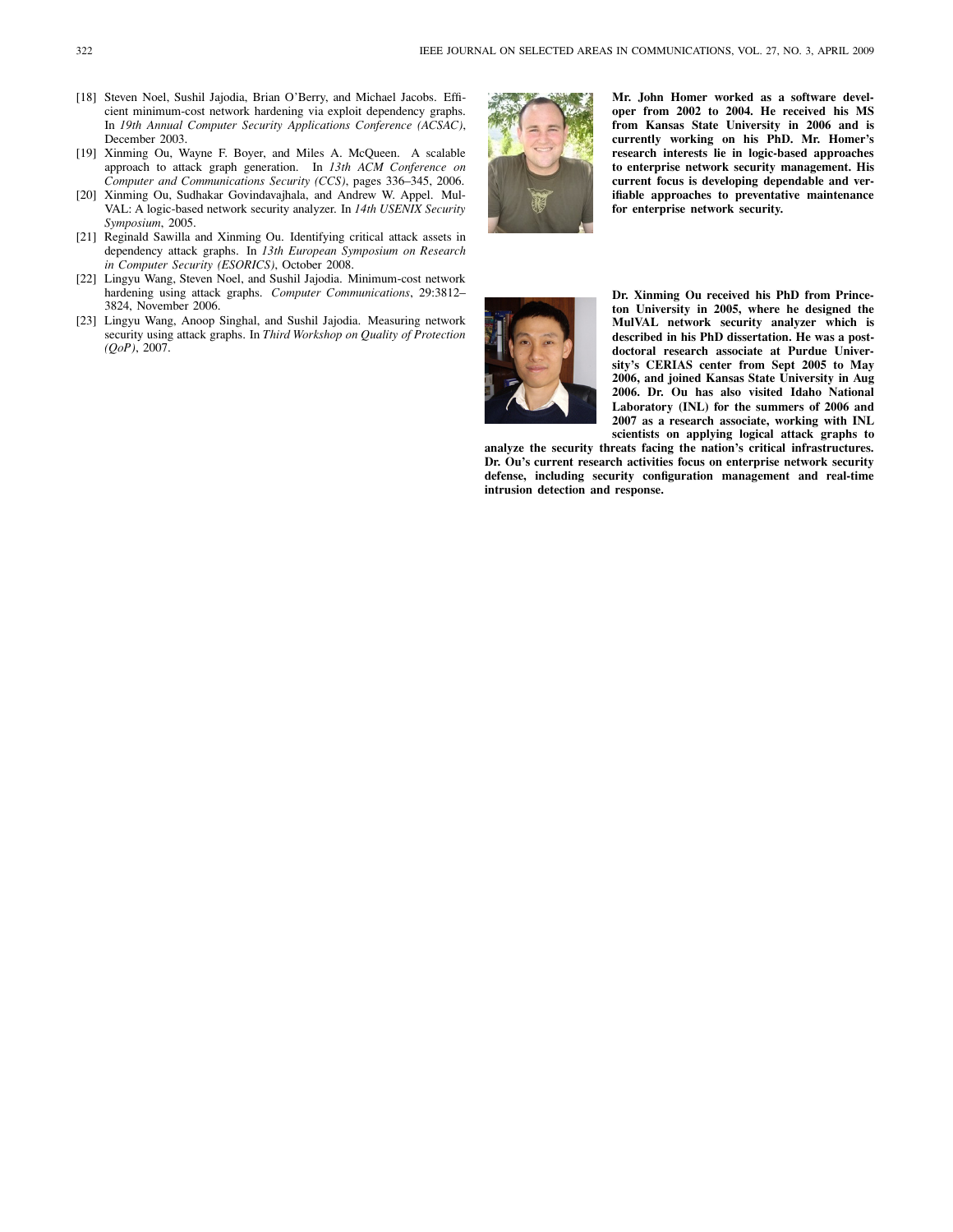[18] Steven Noel, Sushil Jajodia, Brian O'Berry, and Michael Jacobs. Efficient minimum-cost network hardening via exploit dependency graphs. In *19th Annual Computer Security Applications Conference (ACSAC)*, December 2003.

[19] Xinming Ou, Wayne F. Boyer, and Miles A. McQueen. A scalable approach to attack graph generation. In *13th ACM Conference on Computer and Communications Security (CCS)*, pages 336–345, 2006.

[20] Xinming Ou, Sudhakar Govindavajhala, and Andrew W. Appel. MulVAL: A logic-based network security analyzer. In *14th USENIX Security Symposium*, 2005.

[21] Reginald Sawilla and Xinming Ou. Identifying critical attack assets in dependency attack graphs. In *13th European Symposium on Research in Computer Security (ESORICS)*, October 2008.

[22] Lingyu Wang, Steven Noel, and Sushil Jajodia. Minimum-cost network hardening using attack graphs. *Computer Communications*, 29:3812–3824, November 2006.

[23] Lingyu Wang, Anoop Singhal, and Sushil Jajodia. Measuring network security using attack graphs. In *Third Workshop on Quality of Protection (QoP)*, 2007.

**Mr. John Homer worked as a software developer from 2002 to 2004. He received his MS from Kansas State University in 2006 and is currently working on his PhD. Mr. Homer's research interests lie in logic-based approaches to enterprise network security management. His current focus is developing dependable and verifiable approaches to preventative maintenance for enterprise network security.**

**Dr. Xinming Ou received his PhD from Princeton University in 2005, where he designed the MulVAL network security analyzer which is described in his PhD dissertation. He was a post-doctoral research associate at Purdue University's CERIAS center from Sept 2005 to May 2006, and joined Kansas State University in Aug 2006. Dr. Ou has also visited Idaho National Laboratory (INL) for the summers of 2006 and 2007 as a research associate, working with INL scientists on applying logical attack graphs to analyze the security threats facing the nation's critical infrastructures. Dr. Ou's current research activities focus on enterprise network security defense, including security configuration management and real-time intrusion detection and response.**